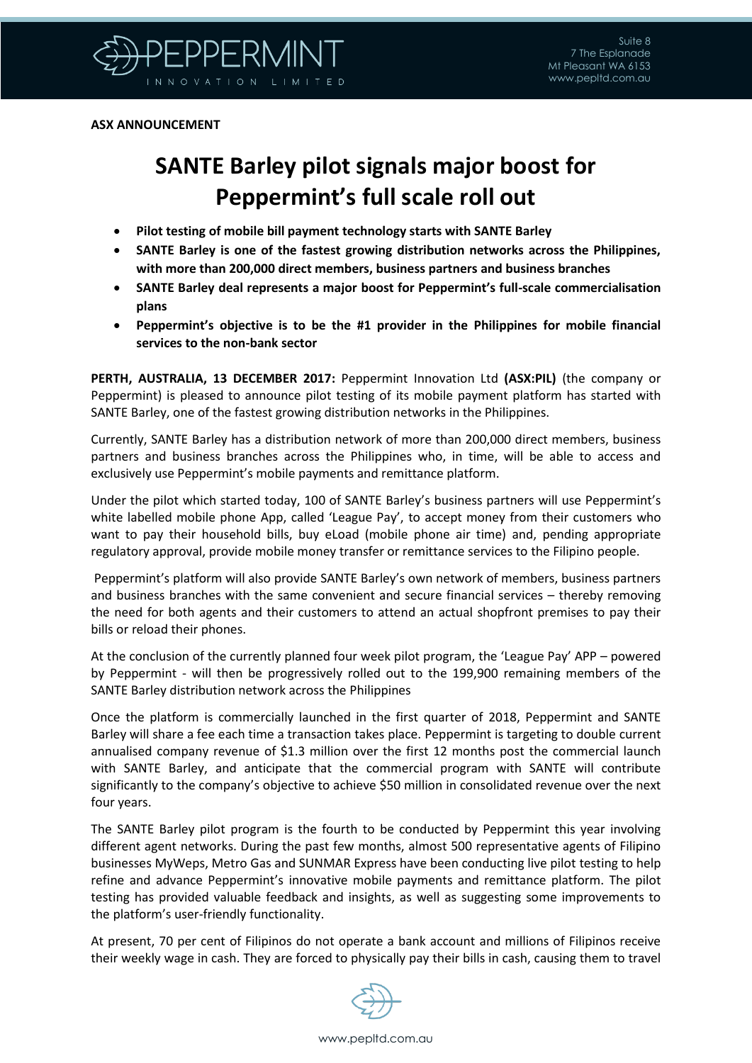**ASX ANNOUNCEMENT**

# SANTE Barley pilot signals major boost for Peppermint's full scale roll out

- **Pilot testing of mobile bill payment technology starts with SANTE Barley**
- **SANTE Barley is one of the fastest growing distribution networks across the Philippines, with more than 200,000 direct members, business partners and business branches**
- **SANTE Barley deal represents a major boost for Peppermint's full-scale commercialisation plans**
- **Peppermint's objective is to be the #1 provider in the Philippines for mobile financial services to the non-bank sector**

**PERTH, AUSTRALIA, 13 DECEMBER 2017:** Peppermint Innovation Ltd **(ASX:PIL)** (the company or Peppermint) is pleased to announce pilot testing of its mobile payment platform has started with SANTE Barley, one of the fastest growing distribution networks in the Philippines.

Currently, SANTE Barley has a distribution network of more than 200,000 direct members, business partners and business branches across the Philippines who, in time, will be able to access and exclusively use Peppermint's mobile payments and remittance platform.

Under the pilot which started today, 100 of SANTE Barley's business partners will use Peppermint's white labelled mobile phone App, called 'League Pay', to accept money from their customers who want to pay their household bills, buy eLoad (mobile phone air time) and, pending appropriate regulatory approval, provide mobile money transfer or remittance services to the Filipino people.

Peppermint's platform will also provide SANTE Barley's own network of members, business partners and business branches with the same convenient and secure financial services – thereby removing the need for both agents and their customers to attend an actual shopfront premises to pay their bills or reload their phones.

At the conclusion of the currently planned four week pilot program, the 'League Pay' APP – powered by Peppermint - will then be progressively rolled out to the 199,900 remaining members of the SANTE Barley distribution network across the Philippines

Once the platform is commercially launched in the first quarter of 2018, Peppermint and SANTE Barley will share a fee each time a transaction takes place. Peppermint is targeting to double current annualised company revenue of $1.3 million over the first 12 months post the commercial launch with SANTE Barley, and anticipate that the commercial program with SANTE will contribute significantly to the company's objective to achieve $50 million in consolidated revenue over the next four years.

The SANTE Barley pilot program is the fourth to be conducted by Peppermint this year involving different agent networks. During the past few months, almost 500 representative agents of Filipino businesses MyWeps, Metro Gas and SUNMAR Express have been conducting live pilot testing to help refine and advance Peppermint's innovative mobile payments and remittance platform. The pilot testing has provided valuable feedback and insights, as well as suggesting some improvements to the platform's user-friendly functionality.

At present, 70 per cent of Filipinos do not operate a bank account and millions of Filipinos receive their weekly wage in cash. They are forced to physically pay their bills in cash, causing them to travel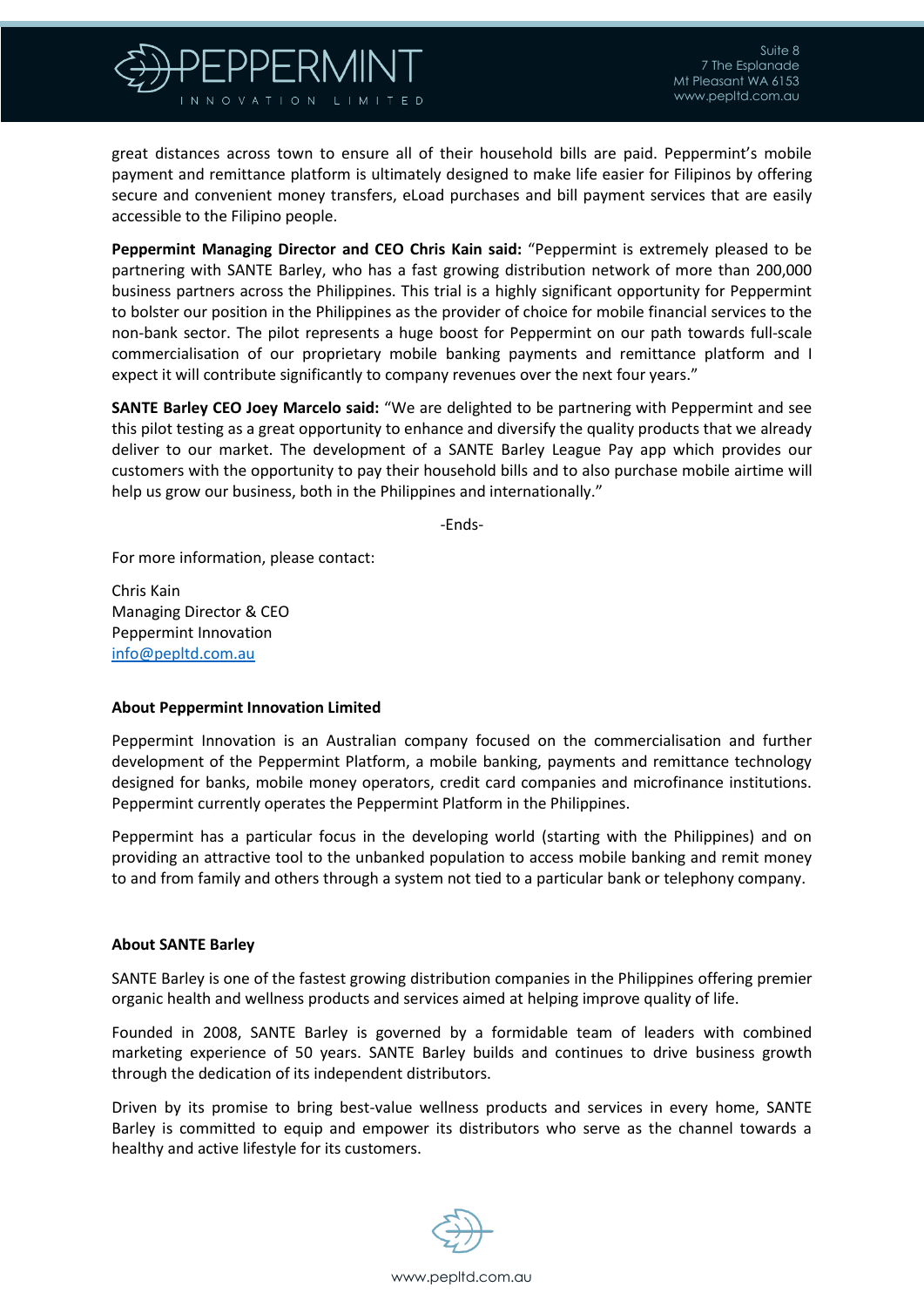great distances across town to ensure all of their household bills are paid. Peppermint's mobile payment and remittance platform is ultimately designed to make life easier for Filipinos by offering secure and convenient money transfers, eLoad purchases and bill payment services that are easily accessible to the Filipino people.

**Peppermint Managing Director and CEO Chris Kain said:** "Peppermint is extremely pleased to be partnering with SANTE Barley, who has a fast growing distribution network of more than 200,000 business partners across the Philippines. This trial is a highly significant opportunity for Peppermint to bolster our position in the Philippines as the provider of choice for mobile financial services to the non-bank sector. The pilot represents a huge boost for Peppermint on our path towards full-scale commercialisation of our proprietary mobile banking payments and remittance platform and I expect it will contribute significantly to company revenues over the next four years."

**SANTE Barley CEO Joey Marcelo said:** "We are delighted to be partnering with Peppermint and see this pilot testing as a great opportunity to enhance and diversify the quality products that we already deliver to our market. The development of a SANTE Barley League Pay app which provides our customers with the opportunity to pay their household bills and to also purchase mobile airtime will help us grow our business, both in the Philippines and internationally."

-Ends-

For more information, please contact:

Chris Kain
Managing Director & CEO
Peppermint Innovation
info@pepltd.com.au

**About Peppermint Innovation Limited**

Peppermint Innovation is an Australian company focused on the commercialisation and further development of the Peppermint Platform, a mobile banking, payments and remittance technology designed for banks, mobile money operators, credit card companies and microfinance institutions. Peppermint currently operates the Peppermint Platform in the Philippines.

Peppermint has a particular focus in the developing world (starting with the Philippines) and on providing an attractive tool to the unbanked population to access mobile banking and remit money to and from family and others through a system not tied to a particular bank or telephony company.

**About SANTE Barley**

SANTE Barley is one of the fastest growing distribution companies in the Philippines offering premier organic health and wellness products and services aimed at helping improve quality of life.

Founded in 2008, SANTE Barley is governed by a formidable team of leaders with combined marketing experience of 50 years. SANTE Barley builds and continues to drive business growth through the dedication of its independent distributors.

Driven by its promise to bring best-value wellness products and services in every home, SANTE Barley is committed to equip and empower its distributors who serve as the channel towards a healthy and active lifestyle for its customers.